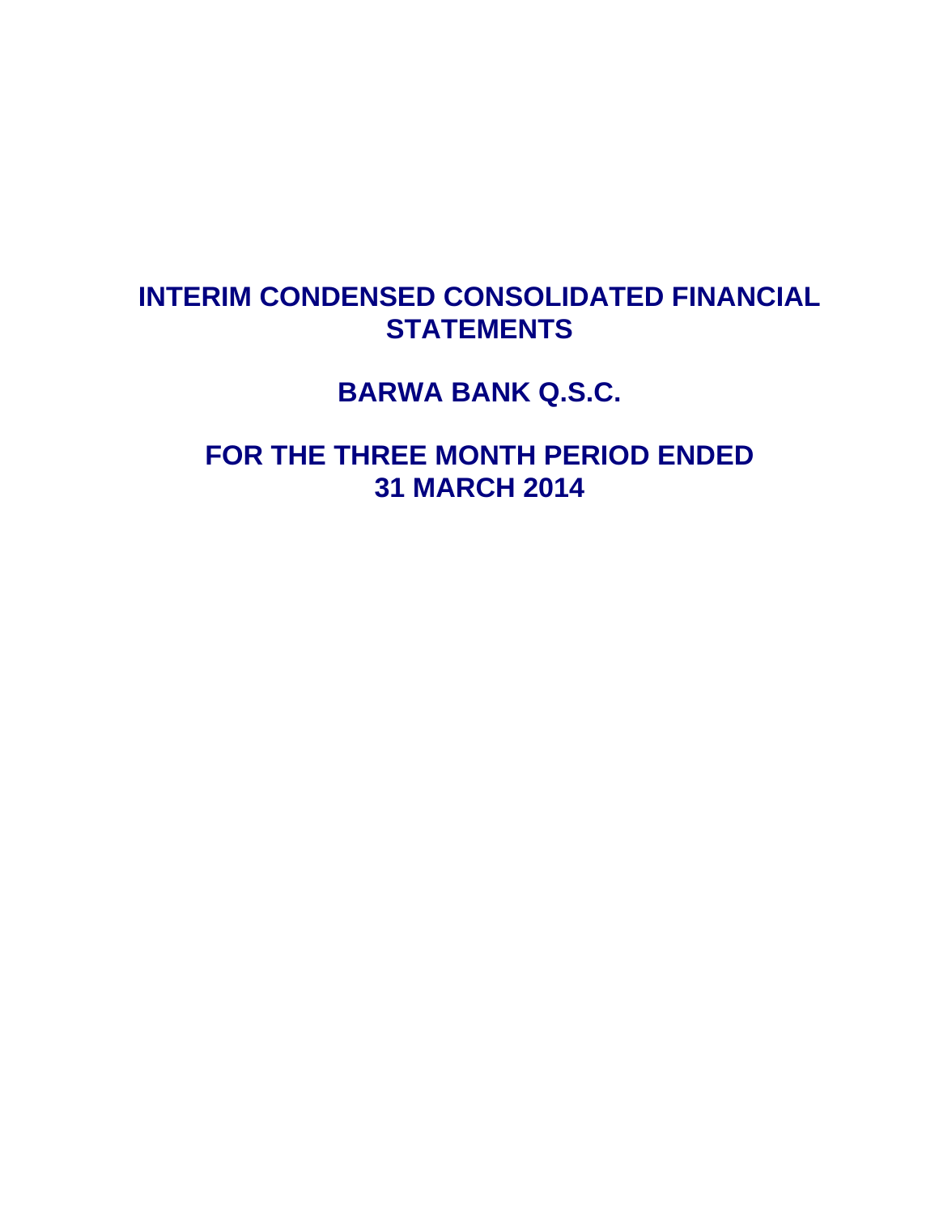# INTERIM CONDENSED CONSOLIDATED FINANCIAL STATEMENTS

# BARWA BANK Q.S.C.

# FOR THE THREE MONTH PERIOD ENDED 31 MARCH 2014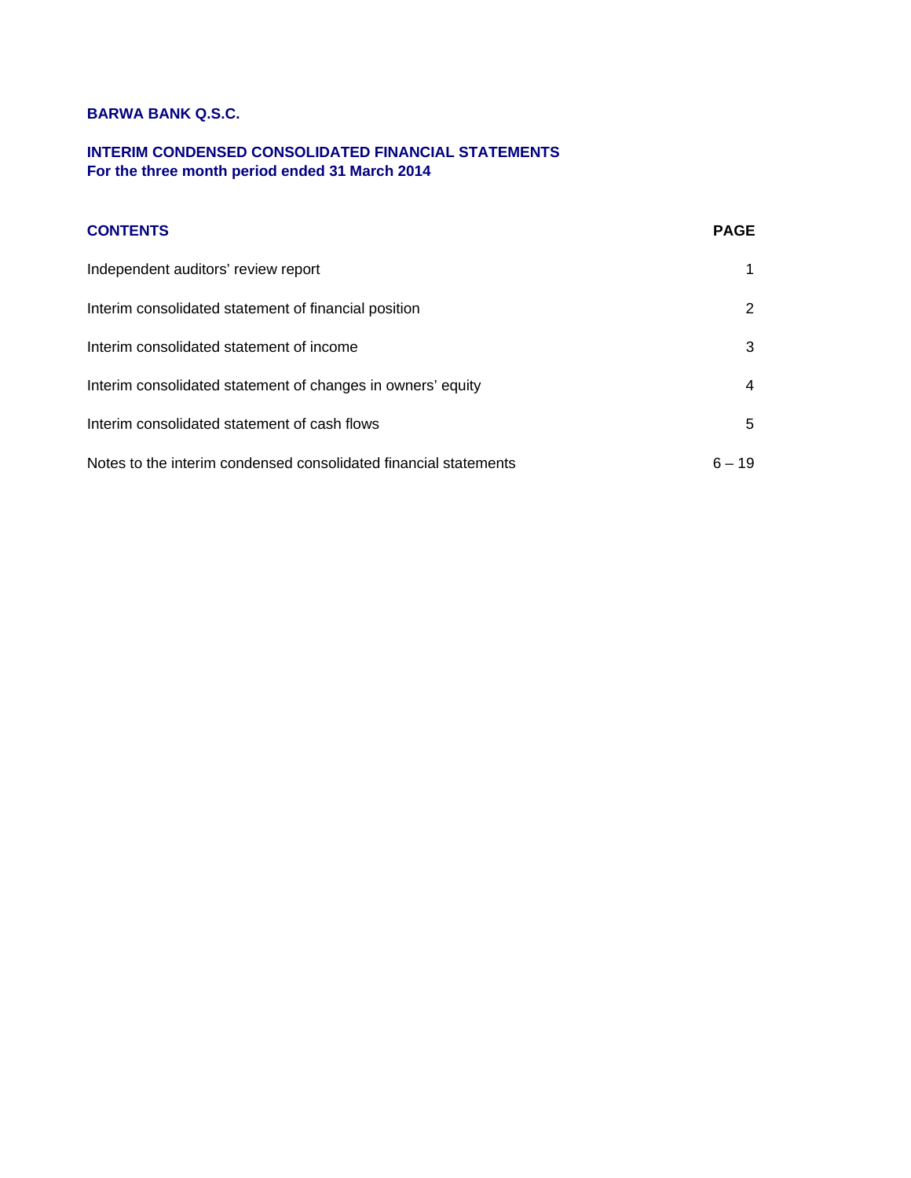**BARWA BANK Q.S.C.**

**INTERIM CONDENSED CONSOLIDATED FINANCIAL STATEMENTS**
**For the three month period ended 31 March 2014**

| **CONTENTS** | **PAGE** |
|---|---|
| Independent auditors' review report | 1 |
| Interim consolidated statement of financial position | 2 |
| Interim consolidated statement of income | 3 |
| Interim consolidated statement of changes in owners' equity | 4 |
| Interim consolidated statement of cash flows | 5 |
| Notes to the interim condensed consolidated financial statements | 6 – 19 |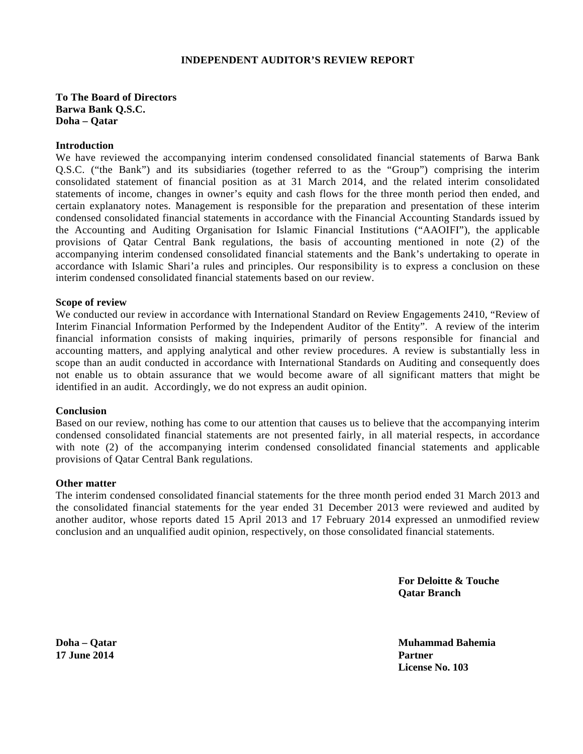# INDEPENDENT AUDITOR'S REVIEW REPORT

**To The Board of Directors**
**Barwa Bank Q.S.C.**
**Doha – Qatar**

**Introduction**

We have reviewed the accompanying interim condensed consolidated financial statements of Barwa Bank Q.S.C. ("the Bank") and its subsidiaries (together referred to as the "Group") comprising the interim consolidated statement of financial position as at 31 March 2014, and the related interim consolidated statements of income, changes in owner's equity and cash flows for the three month period then ended, and certain explanatory notes. Management is responsible for the preparation and presentation of these interim condensed consolidated financial statements in accordance with the Financial Accounting Standards issued by the Accounting and Auditing Organisation for Islamic Financial Institutions ("AAOIFI"), the applicable provisions of Qatar Central Bank regulations, the basis of accounting mentioned in note (2) of the accompanying interim condensed consolidated financial statements and the Bank's undertaking to operate in accordance with Islamic Shari'a rules and principles. Our responsibility is to express a conclusion on these interim condensed consolidated financial statements based on our review.

**Scope of review**

We conducted our review in accordance with International Standard on Review Engagements 2410, "Review of Interim Financial Information Performed by the Independent Auditor of the Entity". A review of the interim financial information consists of making inquiries, primarily of persons responsible for financial and accounting matters, and applying analytical and other review procedures. A review is substantially less in scope than an audit conducted in accordance with International Standards on Auditing and consequently does not enable us to obtain assurance that we would become aware of all significant matters that might be identified in an audit. Accordingly, we do not express an audit opinion.

**Conclusion**

Based on our review, nothing has come to our attention that causes us to believe that the accompanying interim condensed consolidated financial statements are not presented fairly, in all material respects, in accordance with note (2) of the accompanying interim condensed consolidated financial statements and applicable provisions of Qatar Central Bank regulations.

**Other matter**

The interim condensed consolidated financial statements for the three month period ended 31 March 2013 and the consolidated financial statements for the year ended 31 December 2013 were reviewed and audited by another auditor, whose reports dated 15 April 2013 and 17 February 2014 expressed an unmodified review conclusion and an unqualified audit opinion, respectively, on those consolidated financial statements.

**For Deloitte & Touche**
**Qatar Branch**

**Doha – Qatar**
**17 June 2014**

**Muhammad Bahemia**
**Partner**
**License No. 103**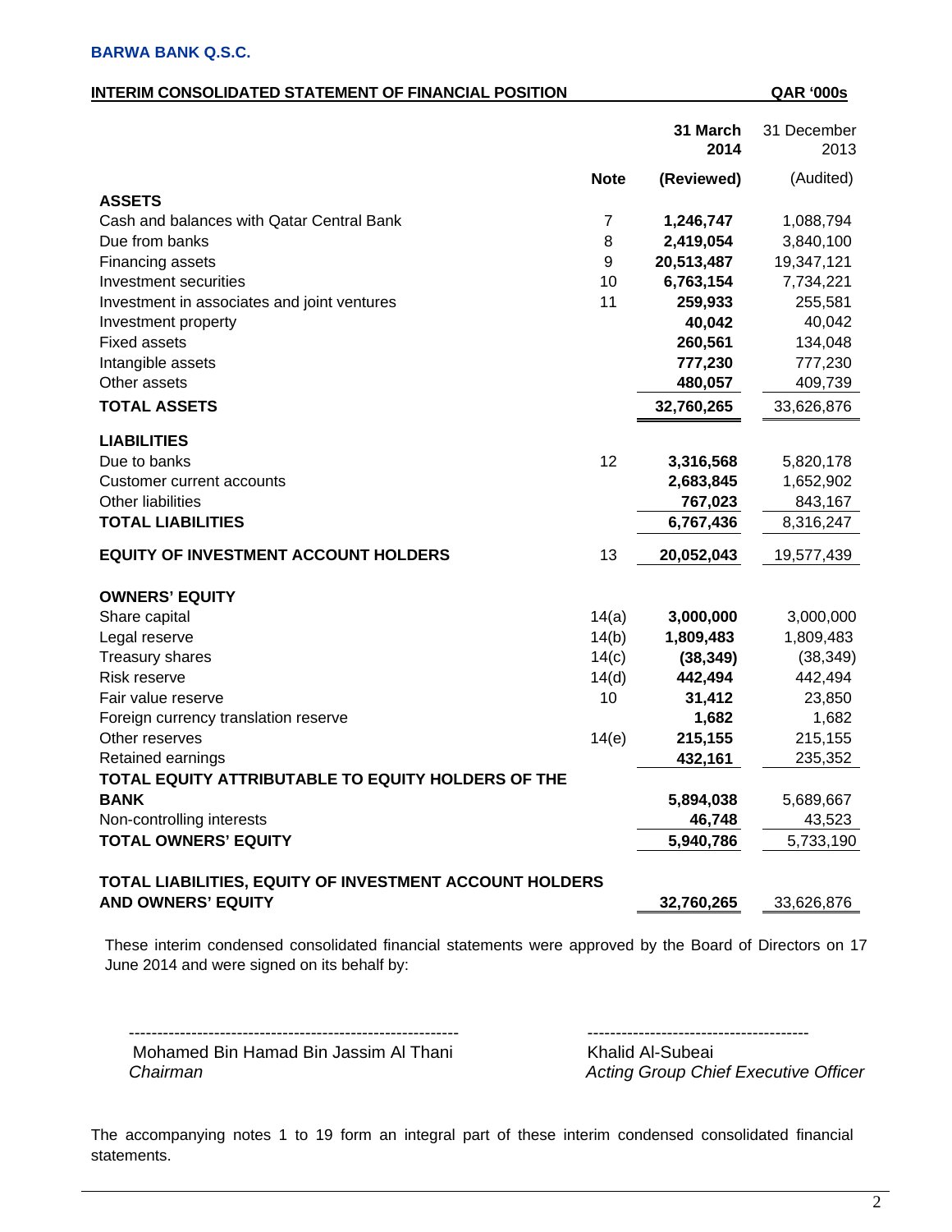**BARWA BANK Q.S.C.**

**INTERIM CONSOLIDATED STATEMENT OF FINANCIAL POSITION** **QAR '000s**

| | Note | 31 March 2014 (Reviewed) | 31 December 2013 (Audited) |
|---|---|---|---|
| **ASSETS** | | | |
| Cash and balances with Qatar Central Bank | 7 | **1,246,747** | 1,088,794 |
| Due from banks | 8 | **2,419,054** | 3,840,100 |
| Financing assets | 9 | **20,513,487** | 19,347,121 |
| Investment securities | 10 | **6,763,154** | 7,734,221 |
| Investment in associates and joint ventures | 11 | **259,933** | 255,581 |
| Investment property | | **40,042** | 40,042 |
| Fixed assets | | **260,561** | 134,048 |
| Intangible assets | | **777,230** | 777,230 |
| Other assets | | **480,057** | 409,739 |
| **TOTAL ASSETS** | | **32,760,265** | 33,626,876 |
| **LIABILITIES** | | | |
| Due to banks | 12 | **3,316,568** | 5,820,178 |
| Customer current accounts | | **2,683,845** | 1,652,902 |
| Other liabilities | | **767,023** | 843,167 |
| **TOTAL LIABILITIES** | | **6,767,436** | 8,316,247 |
| **EQUITY OF INVESTMENT ACCOUNT HOLDERS** | 13 | **20,052,043** | 19,577,439 |
| **OWNERS' EQUITY** | | | |
| Share capital | 14(a) | **3,000,000** | 3,000,000 |
| Legal reserve | 14(b) | **1,809,483** | 1,809,483 |
| Treasury shares | 14(c) | **(38,349)** | (38,349) |
| Risk reserve | 14(d) | **442,494** | 442,494 |
| Fair value reserve | 10 | **31,412** | 23,850 |
| Foreign currency translation reserve | | **1,682** | 1,682 |
| Other reserves | 14(e) | **215,155** | 215,155 |
| Retained earnings | | **432,161** | 235,352 |
| **TOTAL EQUITY ATTRIBUTABLE TO EQUITY HOLDERS OF THE BANK** | | **5,894,038** | 5,689,667 |
| Non-controlling interests | | **46,748** | 43,523 |
| **TOTAL OWNERS' EQUITY** | | **5,940,786** | 5,733,190 |
| **TOTAL LIABILITIES, EQUITY OF INVESTMENT ACCOUNT HOLDERS AND OWNERS' EQUITY** | | **32,760,265** | 33,626,876 |

These interim condensed consolidated financial statements were approved by the Board of Directors on 17 June 2014 and were signed on its behalf by:

---------------------------------------------------------
Mohamed Bin Hamad Bin Jassim Al Thani
*Chairman*

---------------------------------------
Khalid Al-Subeai
*Acting Group Chief Executive Officer*

The accompanying notes 1 to 19 form an integral part of these interim condensed consolidated financial statements.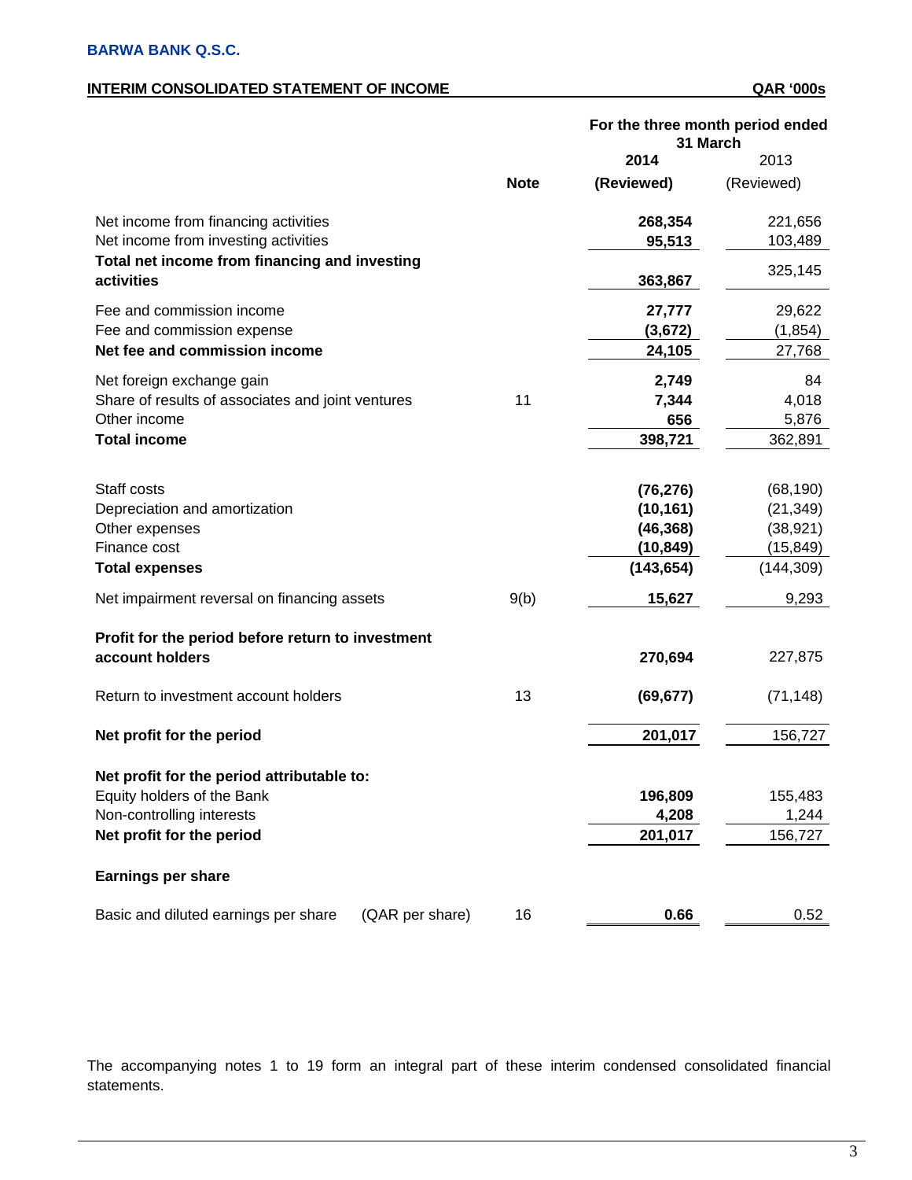**BARWA BANK Q.S.C.**

**INTERIM CONSOLIDATED STATEMENT OF INCOME** **QAR '000s**

| | | For the three month period ended 31 March | |
|---|---|---|---|
| | | **2014** | 2013 |
| | **Note** | **(Reviewed)** | (Reviewed) |
| Net income from financing activities | | **268,354** | 221,656 |
| Net income from investing activities | | **95,513** | 103,489 |
| **Total net income from financing and investing activities** | | **363,867** | 325,145 |
| Fee and commission income | | **27,777** | 29,622 |
| Fee and commission expense | | **(3,672)** | (1,854) |
| **Net fee and commission income** | | **24,105** | 27,768 |
| Net foreign exchange gain | | **2,749** | 84 |
| Share of results of associates and joint ventures | 11 | **7,344** | 4,018 |
| Other income | | **656** | 5,876 |
| **Total income** | | **398,721** | 362,891 |
| Staff costs | | **(76,276)** | (68,190) |
| Depreciation and amortization | | **(10,161)** | (21,349) |
| Other expenses | | **(46,368)** | (38,921) |
| Finance cost | | **(10,849)** | (15,849) |
| **Total expenses** | | **(143,654)** | (144,309) |
| Net impairment reversal on financing assets | 9(b) | **15,627** | 9,293 |
| **Profit for the period before return to investment account holders** | | **270,694** | 227,875 |
| Return to investment account holders | 13 | **(69,677)** | (71,148) |
| **Net profit for the period** | | **201,017** | 156,727 |
| **Net profit for the period attributable to:** | | | |
| Equity holders of the Bank | | **196,809** | 155,483 |
| Non-controlling interests | | **4,208** | 1,244 |
| **Net profit for the period** | | **201,017** | 156,727 |
| **Earnings per share** | | | |
| Basic and diluted earnings per share (QAR per share) | 16 | **0.66** | 0.52 |

The accompanying notes 1 to 19 form an integral part of these interim condensed consolidated financial statements.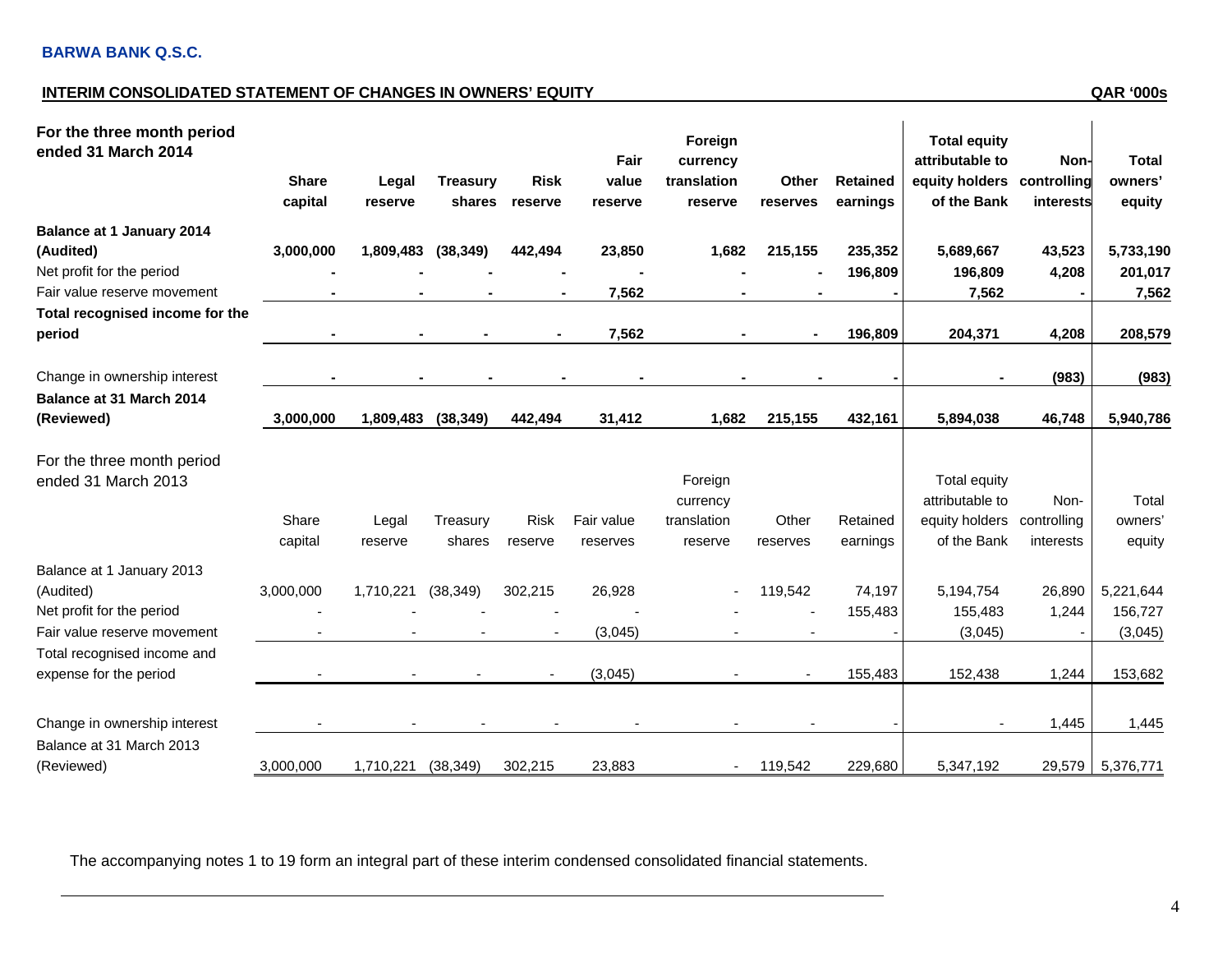**BARWA BANK Q.S.C.**

**INTERIM CONSOLIDATED STATEMENT OF CHANGES IN OWNERS' EQUITY** QAR '000s

| For the three month period ended 31 March 2014 | Share capital | Legal reserve | Treasury shares | Risk reserve | Fair value reserve | Foreign currency translation reserve | Other reserves | Retained earnings | Total equity attributable to equity holders of the Bank | Non-controlling interests | Total owners' equity |
|---|---|---|---|---|---|---|---|---|---|---|---|
| **Balance at 1 January 2014 (Audited)** | **3,000,000** | **1,809,483** | **(38,349)** | **442,494** | **23,850** | **1,682** | **215,155** | **235,352** | **5,689,667** | **43,523** | **5,733,190** |
| Net profit for the period | - | - | - | - | - | - | - | 196,809 | 196,809 | 4,208 | 201,017 |
| Fair value reserve movement | - | - | - | - | 7,562 | - | - | - | 7,562 | - | 7,562 |
| **Total recognised income for the period** | - | - | - | - | 7,562 | - | - | 196,809 | 204,371 | 4,208 | 208,579 |
| Change in ownership interest | - | - | - | - | - | - | - | - | - | (983) | (983) |
| **Balance at 31 March 2014 (Reviewed)** | **3,000,000** | **1,809,483** | **(38,349)** | **442,494** | **31,412** | **1,682** | **215,155** | **432,161** | **5,894,038** | **46,748** | **5,940,786** |

| For the three month period ended 31 March 2013 | Share capital | Legal reserve | Treasury shares | Risk reserve | Fair value reserves | Foreign currency translation reserve | Other reserves | Retained earnings | Total equity attributable to equity holders of the Bank | Non-controlling interests | Total owners' equity |
|---|---|---|---|---|---|---|---|---|---|---|---|
| Balance at 1 January 2013 (Audited) | 3,000,000 | 1,710,221 | (38,349) | 302,215 | 26,928 | - | 119,542 | 74,197 | 5,194,754 | 26,890 | 5,221,644 |
| Net profit for the period | - | - | - | - | - | - | - | 155,483 | 155,483 | 1,244 | 156,727 |
| Fair value reserve movement | - | - | - | - | (3,045) | - | - | - | (3,045) | - | (3,045) |
| Total recognised income and expense for the period | - | - | - | - | (3,045) | - | - | 155,483 | 152,438 | 1,244 | 153,682 |
| Change in ownership interest | - | - | - | - | - | - | - | - | - | 1,445 | 1,445 |
| Balance at 31 March 2013 (Reviewed) | 3,000,000 | 1,710,221 | (38,349) | 302,215 | 23,883 | - | 119,542 | 229,680 | 5,347,192 | 29,579 | 5,376,771 |

The accompanying notes 1 to 19 form an integral part of these interim condensed consolidated financial statements.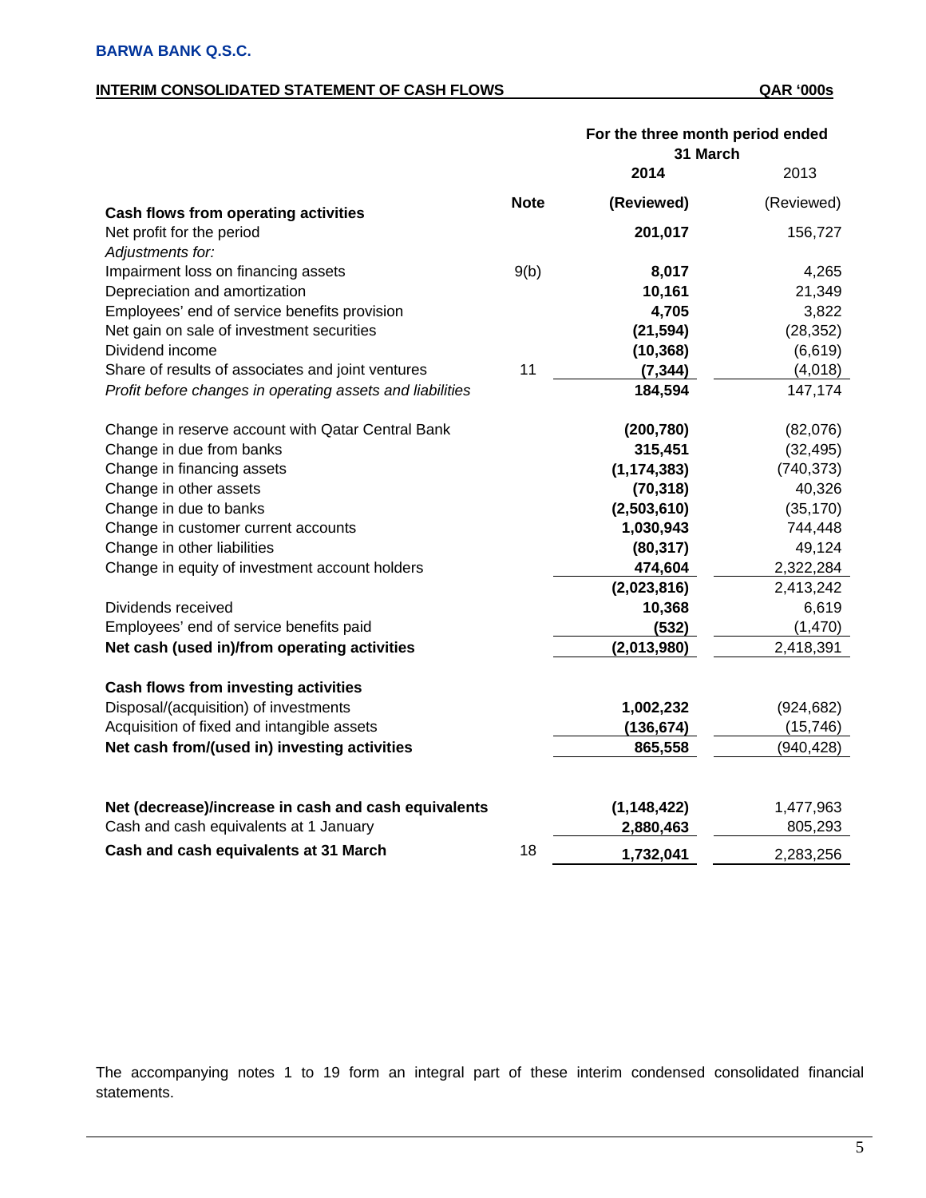**BARWA BANK Q.S.C.**

**INTERIM CONSOLIDATED STATEMENT OF CASH FLOWS** **QAR '000s**

| | Note | For the three month period ended 31 March 2014 (Reviewed) | 2013 (Reviewed) |
|---|---|---|---|
| **Cash flows from operating activities** | | | |
| Net profit for the period | | **201,017** | 156,727 |
| *Adjustments for:* | | | |
| Impairment loss on financing assets | 9(b) | **8,017** | 4,265 |
| Depreciation and amortization | | **10,161** | 21,349 |
| Employees' end of service benefits provision | | **4,705** | 3,822 |
| Net gain on sale of investment securities | | **(21,594)** | (28,352) |
| Dividend income | | **(10,368)** | (6,619) |
| Share of results of associates and joint ventures | 11 | **(7,344)** | (4,018) |
| *Profit before changes in operating assets and liabilities* | | **184,594** | 147,174 |
| | | | |
| Change in reserve account with Qatar Central Bank | | **(200,780)** | (82,076) |
| Change in due from banks | | **315,451** | (32,495) |
| Change in financing assets | | **(1,174,383)** | (740,373) |
| Change in other assets | | **(70,318)** | 40,326 |
| Change in due to banks | | **(2,503,610)** | (35,170) |
| Change in customer current accounts | | **1,030,943** | 744,448 |
| Change in other liabilities | | **(80,317)** | 49,124 |
| Change in equity of investment account holders | | **474,604** | 2,322,284 |
| | | **(2,023,816)** | 2,413,242 |
| Dividends received | | **10,368** | 6,619 |
| Employees' end of service benefits paid | | **(532)** | (1,470) |
| **Net cash (used in)/from operating activities** | | **(2,013,980)** | 2,418,391 |
| | | | |
| **Cash flows from investing activities** | | | |
| Disposal/(acquisition) of investments | | **1,002,232** | (924,682) |
| Acquisition of fixed and intangible assets | | **(136,674)** | (15,746) |
| **Net cash from/(used in) investing activities** | | **865,558** | (940,428) |
| | | | |
| **Net (decrease)/increase in cash and cash equivalents** | | **(1,148,422)** | 1,477,963 |
| Cash and cash equivalents at 1 January | | **2,880,463** | 805,293 |
| **Cash and cash equivalents at 31 March** | 18 | **1,732,041** | 2,283,256 |

The accompanying notes 1 to 19 form an integral part of these interim condensed consolidated financial statements.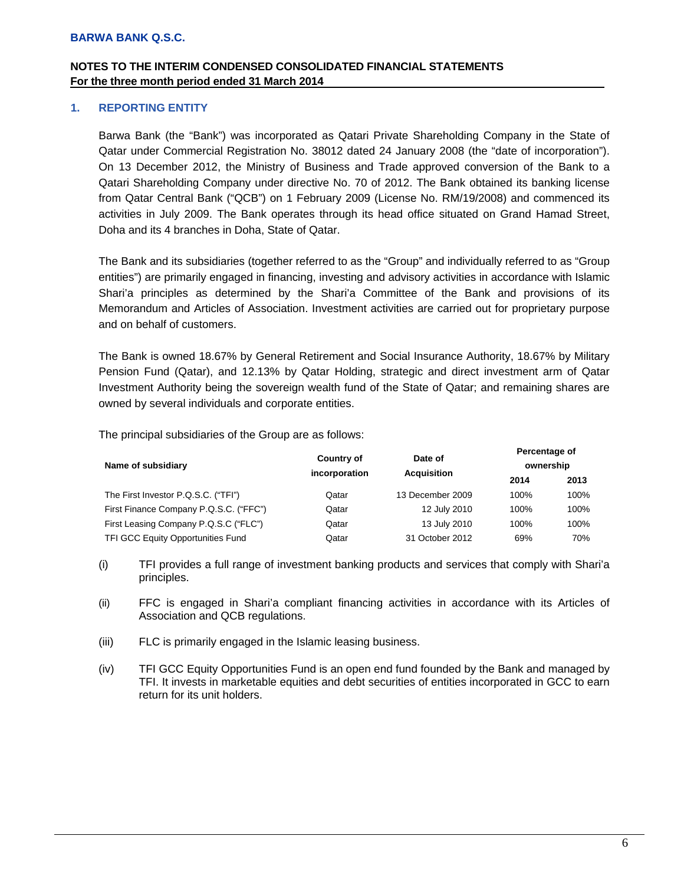**BARWA BANK Q.S.C.**

**NOTES TO THE INTERIM CONDENSED CONSOLIDATED FINANCIAL STATEMENTS**
**For the three month period ended 31 March 2014**

## 1. REPORTING ENTITY

Barwa Bank (the "Bank") was incorporated as Qatari Private Shareholding Company in the State of Qatar under Commercial Registration No. 38012 dated 24 January 2008 (the "date of incorporation"). On 13 December 2012, the Ministry of Business and Trade approved conversion of the Bank to a Qatari Shareholding Company under directive No. 70 of 2012. The Bank obtained its banking license from Qatar Central Bank ("QCB") on 1 February 2009 (License No. RM/19/2008) and commenced its activities in July 2009. The Bank operates through its head office situated on Grand Hamad Street, Doha and its 4 branches in Doha, State of Qatar.

The Bank and its subsidiaries (together referred to as the "Group" and individually referred to as "Group entities") are primarily engaged in financing, investing and advisory activities in accordance with Islamic Shari'a principles as determined by the Shari'a Committee of the Bank and provisions of its Memorandum and Articles of Association. Investment activities are carried out for proprietary purpose and on behalf of customers.

The Bank is owned 18.67% by General Retirement and Social Insurance Authority, 18.67% by Military Pension Fund (Qatar), and 12.13% by Qatar Holding, strategic and direct investment arm of Qatar Investment Authority being the sovereign wealth fund of the State of Qatar; and remaining shares are owned by several individuals and corporate entities.

The principal subsidiaries of the Group are as follows:

| Name of subsidiary | Country of incorporation | Date of Acquisition | Percentage of ownership | |
|---|---|---|---|---|
| | | | **2014** | **2013** |
| The First Investor P.Q.S.C. ("TFI") | Qatar | 13 December 2009 | 100% | 100% |
| First Finance Company P.Q.S.C. ("FFC") | Qatar | 12 July 2010 | 100% | 100% |
| First Leasing Company P.Q.S.C ("FLC") | Qatar | 13 July 2010 | 100% | 100% |
| TFI GCC Equity Opportunities Fund | Qatar | 31 October 2012 | 69% | 70% |

(i) TFI provides a full range of investment banking products and services that comply with Shari'a principles.

(ii) FFC is engaged in Shari'a compliant financing activities in accordance with its Articles of Association and QCB regulations.

(iii) FLC is primarily engaged in the Islamic leasing business.

(iv) TFI GCC Equity Opportunities Fund is an open end fund founded by the Bank and managed by TFI. It invests in marketable equities and debt securities of entities incorporated in GCC to earn return for its unit holders.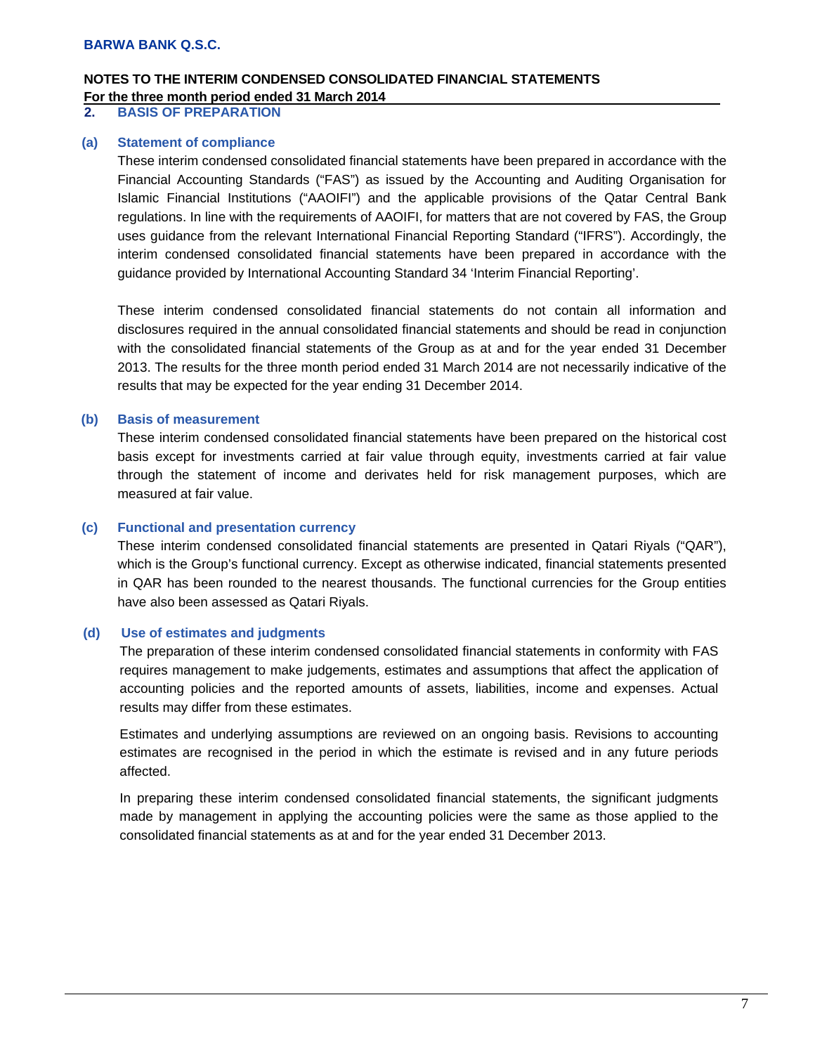## 2. BASIS OF PREPARATION

### (a) Statement of compliance

These interim condensed consolidated financial statements have been prepared in accordance with the Financial Accounting Standards ("FAS") as issued by the Accounting and Auditing Organisation for Islamic Financial Institutions ("AAOIFI") and the applicable provisions of the Qatar Central Bank regulations. In line with the requirements of AAOIFI, for matters that are not covered by FAS, the Group uses guidance from the relevant International Financial Reporting Standard ("IFRS"). Accordingly, the interim condensed consolidated financial statements have been prepared in accordance with the guidance provided by International Accounting Standard 34 'Interim Financial Reporting'.

These interim condensed consolidated financial statements do not contain all information and disclosures required in the annual consolidated financial statements and should be read in conjunction with the consolidated financial statements of the Group as at and for the year ended 31 December 2013. The results for the three month period ended 31 March 2014 are not necessarily indicative of the results that may be expected for the year ending 31 December 2014.

### (b) Basis of measurement

These interim condensed consolidated financial statements have been prepared on the historical cost basis except for investments carried at fair value through equity, investments carried at fair value through the statement of income and derivates held for risk management purposes, which are measured at fair value.

### (c) Functional and presentation currency

These interim condensed consolidated financial statements are presented in Qatari Riyals ("QAR"), which is the Group's functional currency. Except as otherwise indicated, financial statements presented in QAR has been rounded to the nearest thousands. The functional currencies for the Group entities have also been assessed as Qatari Riyals.

### (d) Use of estimates and judgments

The preparation of these interim condensed consolidated financial statements in conformity with FAS requires management to make judgements, estimates and assumptions that affect the application of accounting policies and the reported amounts of assets, liabilities, income and expenses. Actual results may differ from these estimates.

Estimates and underlying assumptions are reviewed on an ongoing basis. Revisions to accounting estimates are recognised in the period in which the estimate is revised and in any future periods affected.

In preparing these interim condensed consolidated financial statements, the significant judgments made by management in applying the accounting policies were the same as those applied to the consolidated financial statements as at and for the year ended 31 December 2013.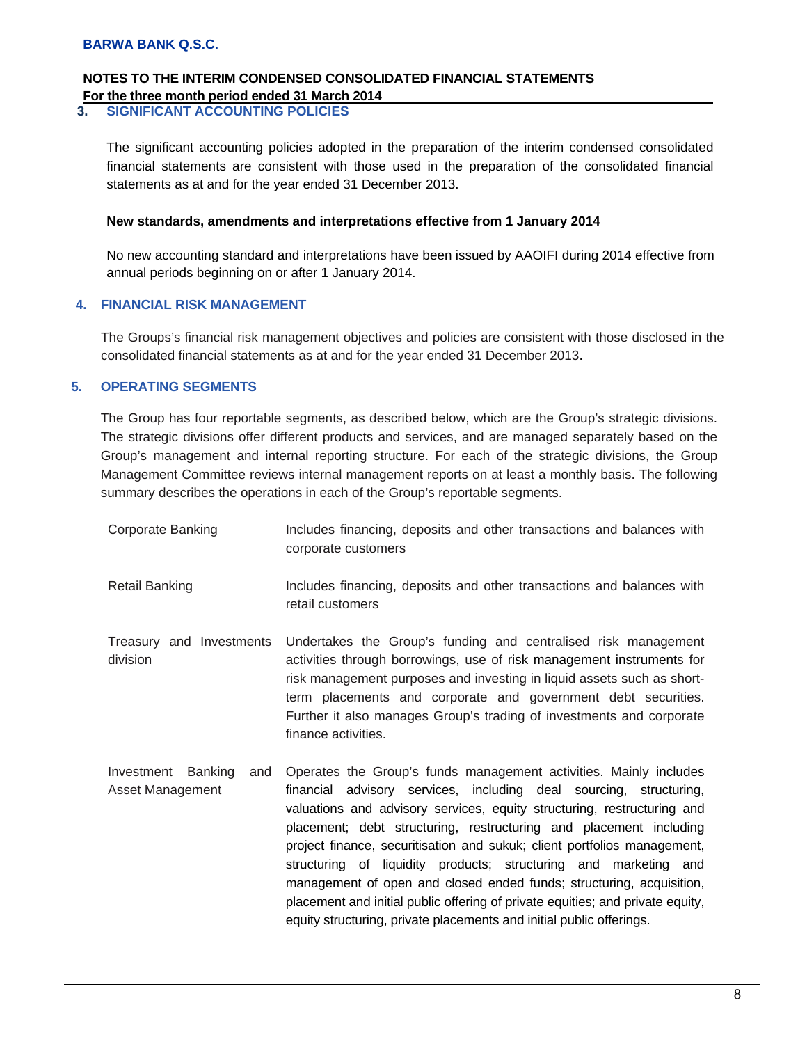## 3. SIGNIFICANT ACCOUNTING POLICIES

The significant accounting policies adopted in the preparation of the interim condensed consolidated financial statements are consistent with those used in the preparation of the consolidated financial statements as at and for the year ended 31 December 2013.

**New standards, amendments and interpretations effective from 1 January 2014**

No new accounting standard and interpretations have been issued by AAOIFI during 2014 effective from annual periods beginning on or after 1 January 2014.

## 4. FINANCIAL RISK MANAGEMENT

The Groups's financial risk management objectives and policies are consistent with those disclosed in the consolidated financial statements as at and for the year ended 31 December 2013.

## 5. OPERATING SEGMENTS

The Group has four reportable segments, as described below, which are the Group's strategic divisions. The strategic divisions offer different products and services, and are managed separately based on the Group's management and internal reporting structure. For each of the strategic divisions, the Group Management Committee reviews internal management reports on at least a monthly basis. The following summary describes the operations in each of the Group's reportable segments.

| | |
|---|---|
| Corporate Banking | Includes financing, deposits and other transactions and balances with corporate customers |
| Retail Banking | Includes financing, deposits and other transactions and balances with retail customers |
| Treasury and Investments division | Undertakes the Group's funding and centralised risk management activities through borrowings, use of risk management instruments for risk management purposes and investing in liquid assets such as short-term placements and corporate and government debt securities. Further it also manages Group's trading of investments and corporate finance activities. |
| Investment Banking and Asset Management | Operates the Group's funds management activities. Mainly includes financial advisory services, including deal sourcing, structuring, valuations and advisory services, equity structuring, restructuring and placement; debt structuring, restructuring and placement including project finance, securitisation and sukuk; client portfolios management, structuring of liquidity products; structuring and marketing and management of open and closed ended funds; structuring, acquisition, placement and initial public offering of private equities; and private equity, equity structuring, private placements and initial public offerings. |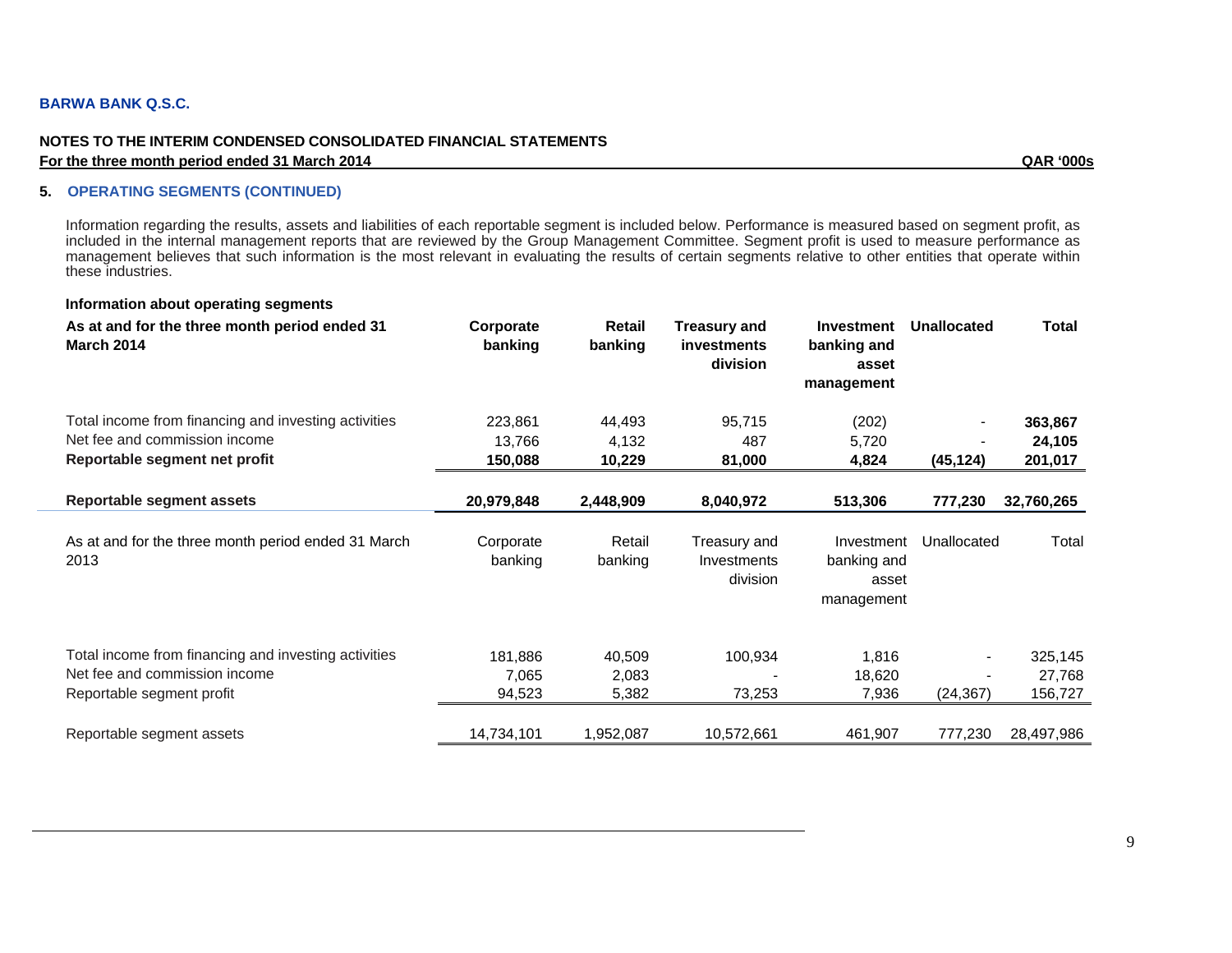**BARWA BANK Q.S.C.**

**NOTES TO THE INTERIM CONDENSED CONSOLIDATED FINANCIAL STATEMENTS**
**For the three month period ended 31 March 2014** **QAR '000s**

**5. OPERATING SEGMENTS (CONTINUED)**

Information regarding the results, assets and liabilities of each reportable segment is included below. Performance is measured based on segment profit, as included in the internal management reports that are reviewed by the Group Management Committee. Segment profit is used to measure performance as management believes that such information is the most relevant in evaluating the results of certain segments relative to other entities that operate within these industries.

**Information about operating segments**

| **As at and for the three month period ended 31 March 2014** | **Corporate banking** | **Retail banking** | **Treasury and investments division** | **Investment banking and asset management** | **Unallocated** | **Total** |
|---|---|---|---|---|---|---|
| Total income from financing and investing activities | 223,861 | 44,493 | 95,715 | (202) | - | **363,867** |
| Net fee and commission income | 13,766 | 4,132 | 487 | 5,720 | - | **24,105** |
| **Reportable segment net profit** | **150,088** | **10,229** | **81,000** | **4,824** | **(45,124)** | **201,017** |
| **Reportable segment assets** | **20,979,848** | **2,448,909** | **8,040,972** | **513,306** | **777,230** | **32,760,265** |

| As at and for the three month period ended 31 March 2013 | Corporate banking | Retail banking | Treasury and Investments division | Investment banking and asset management | Unallocated | Total |
|---|---|---|---|---|---|---|
| Total income from financing and investing activities | 181,886 | 40,509 | 100,934 | 1,816 | - | 325,145 |
| Net fee and commission income | 7,065 | 2,083 | - | 18,620 | - | 27,768 |
| Reportable segment profit | 94,523 | 5,382 | 73,253 | 7,936 | (24,367) | 156,727 |
| Reportable segment assets | 14,734,101 | 1,952,087 | 10,572,661 | 461,907 | 777,230 | 28,497,986 |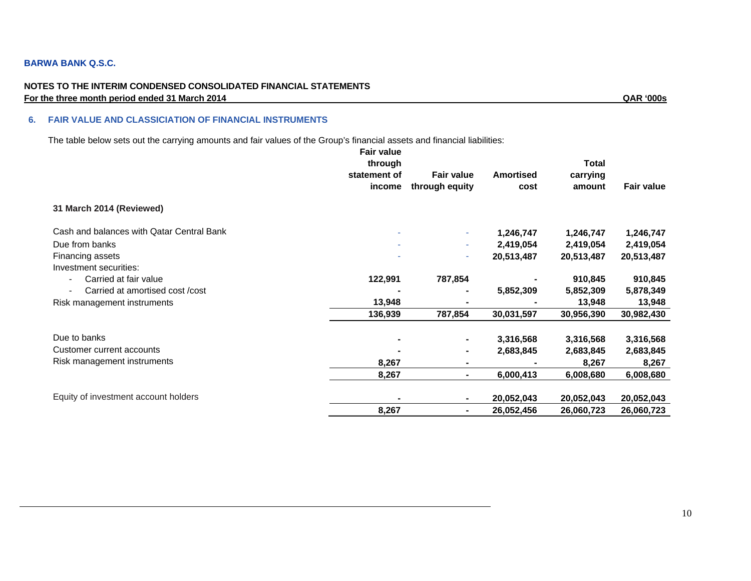**BARWA BANK Q.S.C.**

**NOTES TO THE INTERIM CONDENSED CONSOLIDATED FINANCIAL STATEMENTS**
**For the three month period ended 31 March 2014** **QAR '000s**

## 6. FAIR VALUE AND CLASSICIATION OF FINANCIAL INSTRUMENTS

The table below sets out the carrying amounts and fair values of the Group's financial assets and financial liabilities:

| | Fair value through statement of income | Fair value through equity | Amortised cost | Total carrying amount | Fair value |
|---|---|---|---|---|---|
| **31 March 2014 (Reviewed)** | | | | | |
| Cash and balances with Qatar Central Bank | - | - | 1,246,747 | 1,246,747 | 1,246,747 |
| Due from banks | - | - | 2,419,054 | 2,419,054 | 2,419,054 |
| Financing assets | - | - | 20,513,487 | 20,513,487 | 20,513,487 |
| Investment securities: | | | | | |
| - Carried at fair value | 122,991 | 787,854 | - | 910,845 | 910,845 |
| - Carried at amortised cost /cost | - | - | 5,852,309 | 5,852,309 | 5,878,349 |
| Risk management instruments | 13,948 | - | - | 13,948 | 13,948 |
| | 136,939 | 787,854 | 30,031,597 | 30,956,390 | 30,982,430 |
| Due to banks | - | - | 3,316,568 | 3,316,568 | 3,316,568 |
| Customer current accounts | - | - | 2,683,845 | 2,683,845 | 2,683,845 |
| Risk management instruments | 8,267 | - | - | 8,267 | 8,267 |
| | 8,267 | - | 6,000,413 | 6,008,680 | 6,008,680 |
| Equity of investment account holders | - | - | 20,052,043 | 20,052,043 | 20,052,043 |
| | 8,267 | - | 26,052,456 | 26,060,723 | 26,060,723 |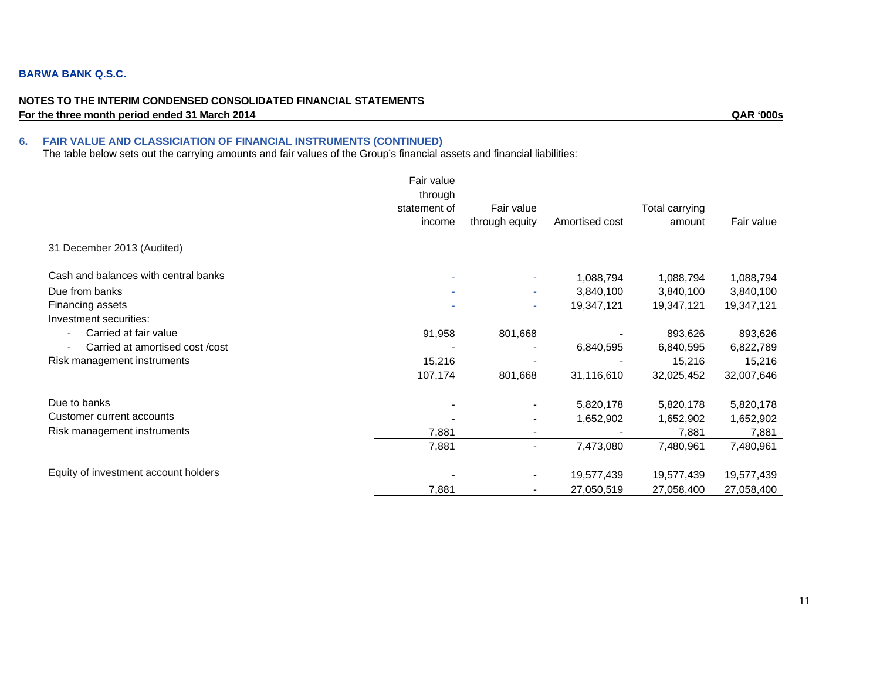**BARWA BANK Q.S.C.**

**NOTES TO THE INTERIM CONDENSED CONSOLIDATED FINANCIAL STATEMENTS**
**For the three month period ended 31 March 2014** **QAR '000s**

## 6. FAIR VALUE AND CLASSICIATION OF FINANCIAL INSTRUMENTS (CONTINUED)

The table below sets out the carrying amounts and fair values of the Group's financial assets and financial liabilities:

| | Fair value through statement of income | Fair value through equity | Amortised cost | Total carrying amount | Fair value |
|---|---|---|---|---|---|
| 31 December 2013 (Audited) | | | | | |
| Cash and balances with central banks | - | - | 1,088,794 | 1,088,794 | 1,088,794 |
| Due from banks | - | - | 3,840,100 | 3,840,100 | 3,840,100 |
| Financing assets | - | - | 19,347,121 | 19,347,121 | 19,347,121 |
| Investment securities: | | | | | |
| - Carried at fair value | 91,958 | 801,668 | - | 893,626 | 893,626 |
| - Carried at amortised cost /cost | - | - | 6,840,595 | 6,840,595 | 6,822,789 |
| Risk management instruments | 15,216 | - | - | 15,216 | 15,216 |
| | 107,174 | 801,668 | 31,116,610 | 32,025,452 | 32,007,646 |
| Due to banks | - | - | 5,820,178 | 5,820,178 | 5,820,178 |
| Customer current accounts | - | - | 1,652,902 | 1,652,902 | 1,652,902 |
| Risk management instruments | 7,881 | - | - | 7,881 | 7,881 |
| | 7,881 | - | 7,473,080 | 7,480,961 | 7,480,961 |
| Equity of investment account holders | - | - | 19,577,439 | 19,577,439 | 19,577,439 |
| | 7,881 | - | 27,050,519 | 27,058,400 | 27,058,400 |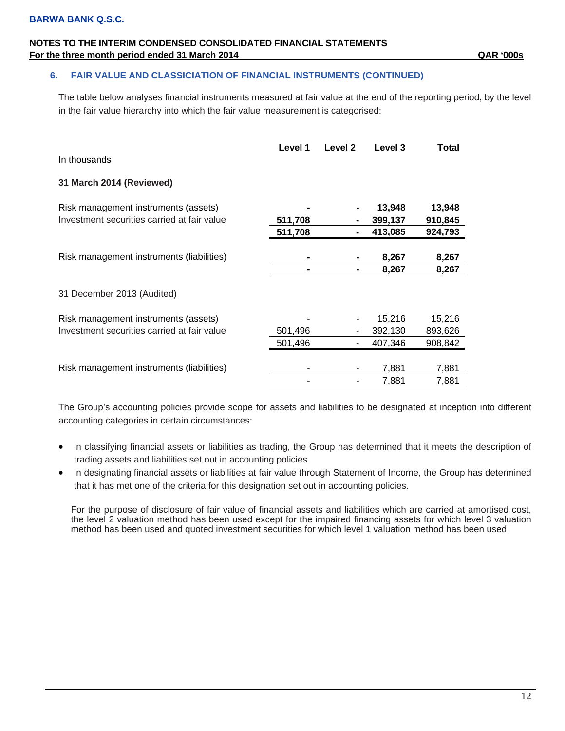## 6. FAIR VALUE AND CLASSICIATION OF FINANCIAL INSTRUMENTS (CONTINUED)

The table below analyses financial instruments measured at fair value at the end of the reporting period, by the level in the fair value hierarchy into which the fair value measurement is categorised:

| In thousands | Level 1 | Level 2 | Level 3 | Total |
|---|---|---|---|---|
| **31 March 2014 (Reviewed)** | | | | |
| Risk management instruments (assets) | **-** | **-** | **13,948** | **13,948** |
| Investment securities carried at fair value | **511,708** | **-** | **399,137** | **910,845** |
| | **511,708** | **-** | **413,085** | **924,793** |
| Risk management instruments (liabilities) | **-** | **-** | **8,267** | **8,267** |
| | **-** | **-** | **8,267** | **8,267** |
| 31 December 2013 (Audited) | | | | |
| Risk management instruments (assets) | - | - | 15,216 | 15,216 |
| Investment securities carried at fair value | 501,496 | - | 392,130 | 893,626 |
| | 501,496 | - | 407,346 | 908,842 |
| Risk management instruments (liabilities) | - | - | 7,881 | 7,881 |
| | - | - | 7,881 | 7,881 |

The Group's accounting policies provide scope for assets and liabilities to be designated at inception into different accounting categories in certain circumstances:

- in classifying financial assets or liabilities as trading, the Group has determined that it meets the description of trading assets and liabilities set out in accounting policies.
- in designating financial assets or liabilities at fair value through Statement of Income, the Group has determined that it has met one of the criteria for this designation set out in accounting policies.

For the purpose of disclosure of fair value of financial assets and liabilities which are carried at amortised cost, the level 2 valuation method has been used except for the impaired financing assets for which level 3 valuation method has been used and quoted investment securities for which level 1 valuation method has been used.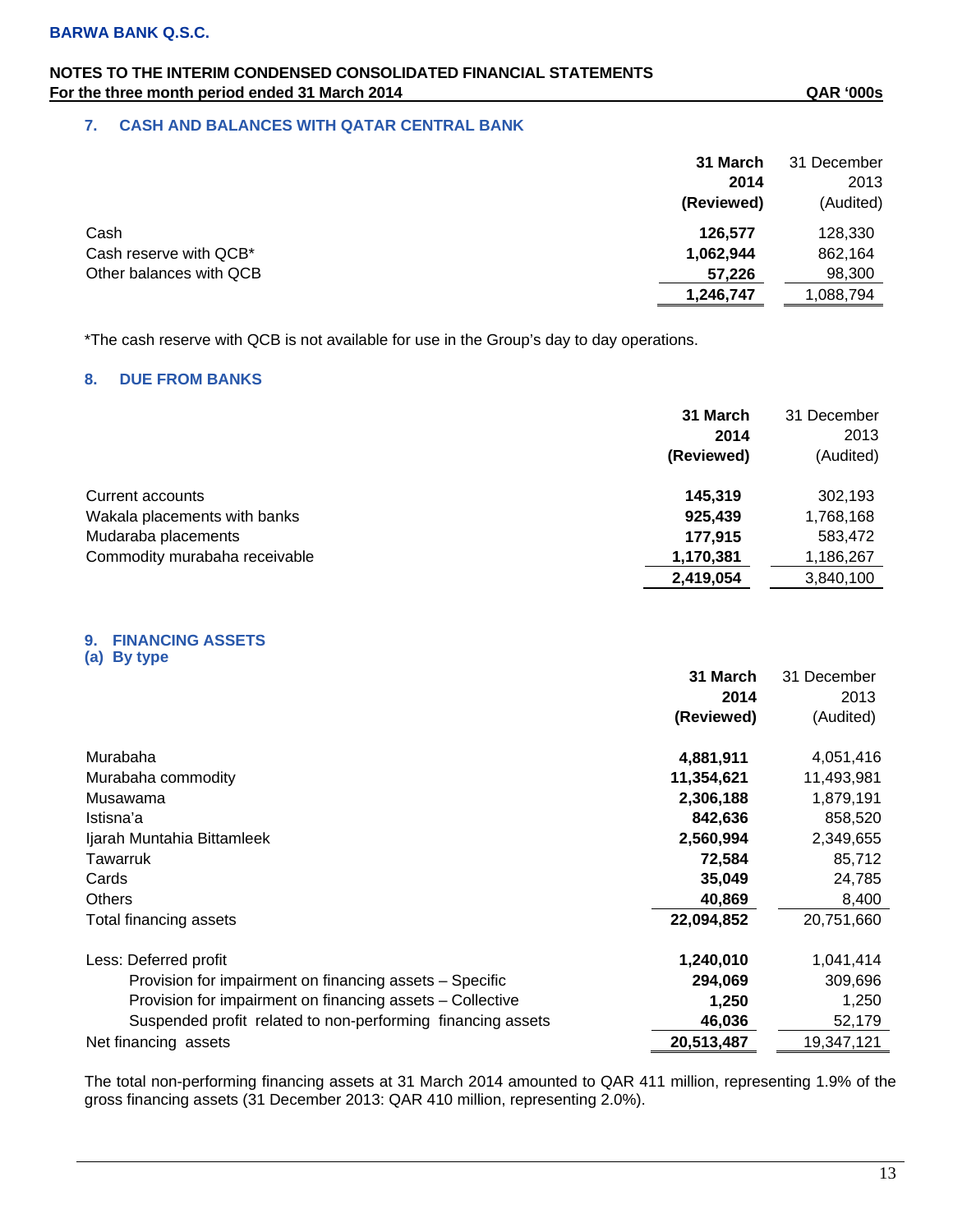# BARWA BANK Q.S.C.

## NOTES TO THE INTERIM CONDENSED CONSOLIDATED FINANCIAL STATEMENTS
**For the three month period ended 31 March 2014** **QAR '000s**

### 7. CASH AND BALANCES WITH QATAR CENTRAL BANK

| | **31 March 2014 (Reviewed)** | 31 December 2013 (Audited) |
|---|---|---|
| Cash | **126,577** | 128,330 |
| Cash reserve with QCB* | **1,062,944** | 862,164 |
| Other balances with QCB | **57,226** | 98,300 |
| | **1,246,747** | 1,088,794 |

*The cash reserve with QCB is not available for use in the Group's day to day operations.

### 8. DUE FROM BANKS

| | **31 March 2014 (Reviewed)** | 31 December 2013 (Audited) |
|---|---|---|
| Current accounts | **145,319** | 302,193 |
| Wakala placements with banks | **925,439** | 1,768,168 |
| Mudaraba placements | **177,915** | 583,472 |
| Commodity murabaha receivable | **1,170,381** | 1,186,267 |
| | **2,419,054** | 3,840,100 |

### 9. FINANCING ASSETS

#### (a) By type

| | **31 March 2014 (Reviewed)** | 31 December 2013 (Audited) |
|---|---|---|
| Murabaha | **4,881,911** | 4,051,416 |
| Murabaha commodity | **11,354,621** | 11,493,981 |
| Musawama | **2,306,188** | 1,879,191 |
| Istisna'a | **842,636** | 858,520 |
| Ijarah Muntahia Bittamleek | **2,560,994** | 2,349,655 |
| Tawarruk | **72,584** | 85,712 |
| Cards | **35,049** | 24,785 |
| Others | **40,869** | 8,400 |
| Total financing assets | **22,094,852** | 20,751,660 |
| Less: Deferred profit | **1,240,010** | 1,041,414 |
| Provision for impairment on financing assets – Specific | **294,069** | 309,696 |
| Provision for impairment on financing assets – Collective | **1,250** | 1,250 |
| Suspended profit related to non-performing financing assets | **46,036** | 52,179 |
| Net financing assets | **20,513,487** | 19,347,121 |

The total non-performing financing assets at 31 March 2014 amounted to QAR 411 million, representing 1.9% of the gross financing assets (31 December 2013: QAR 410 million, representing 2.0%).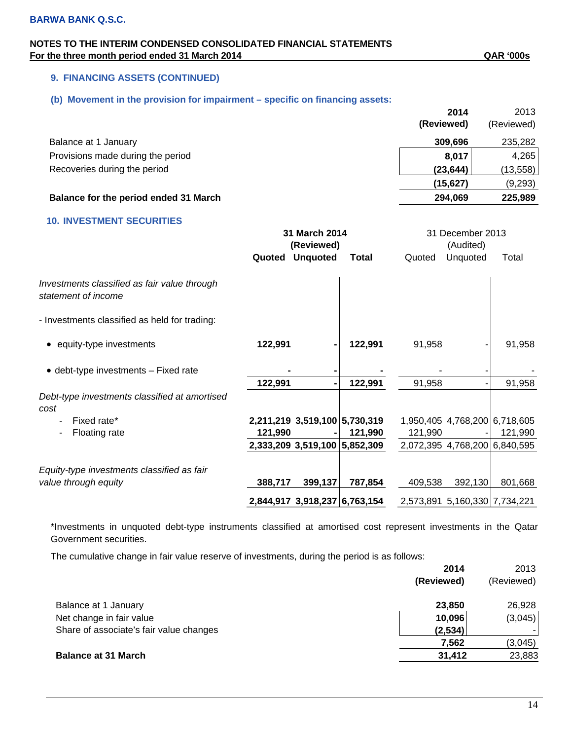## 9. FINANCING ASSETS (CONTINUED)

### (b) Movement in the provision for impairment – specific on financing assets:

| | 2014 (Reviewed) | 2013 (Reviewed) |
|---|---|---|
| Balance at 1 January | **309,696** | 235,282 |
| Provisions made during the period | **8,017** | 4,265 |
| Recoveries during the period | **(23,644)** | (13,558) |
| | **(15,627)** | (9,293) |
| **Balance for the period ended 31 March** | **294,069** | **225,989** |

## 10. INVESTMENT SECURITIES

| | 31 March 2014 (Reviewed) | | | 31 December 2013 (Audited) | | |
|---|---|---|---|---|---|---|
| | **Quoted** | **Unquoted** | **Total** | Quoted | Unquoted | Total |
| *Investments classified as fair value through statement of income* | | | | | | |
| - Investments classified as held for trading: | | | | | | |
| • equity-type investments | **122,991** | **-** | **122,991** | 91,958 | - | 91,958 |
| • debt-type investments – Fixed rate | **-** | **-** | **-** | - | - | - |
| | **122,991** | **-** | **122,991** | 91,958 | - | 91,958 |
| *Debt-type investments classified at amortised cost* | | | | | | |
| - Fixed rate* | **2,211,219** | **3,519,100** | **5,730,319** | 1,950,405 | 4,768,200 | 6,718,605 |
| - Floating rate | **121,990** | **-** | **121,990** | 121,990 | - | 121,990 |
| | **2,333,209** | **3,519,100** | **5,852,309** | 2,072,395 | 4,768,200 | 6,840,595 |
| *Equity-type investments classified as fair value through equity* | **388,717** | **399,137** | **787,854** | 409,538 | 392,130 | 801,668 |
| | **2,844,917** | **3,918,237** | **6,763,154** | 2,573,891 | 5,160,330 | 7,734,221 |

*Investments in unquoted debt-type instruments classified at amortised cost represent investments in the Qatar Government securities.

The cumulative change in fair value reserve of investments, during the period is as follows:

| | 2014 (Reviewed) | 2013 (Reviewed) |
|---|---|---|
| Balance at 1 January | **23,850** | 26,928 |
| Net change in fair value | **10,096** | (3,045) |
| Share of associate's fair value changes | **(2,534)** | - |
| | **7,562** | (3,045) |
| **Balance at 31 March** | **31,412** | 23,883 |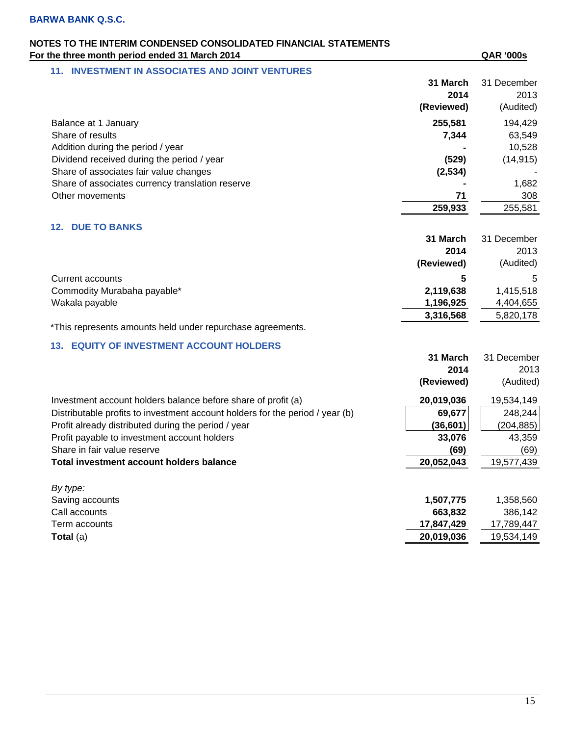**BARWA BANK Q.S.C.**

**NOTES TO THE INTERIM CONDENSED CONSOLIDATED FINANCIAL STATEMENTS**
**For the three month period ended 31 March 2014** **QAR '000s**

## 11. INVESTMENT IN ASSOCIATES AND JOINT VENTURES

| | 31 March 2014 (Reviewed) | 31 December 2013 (Audited) |
|---|---|---|
| Balance at 1 January | **255,581** | 194,429 |
| Share of results | **7,344** | 63,549 |
| Addition during the period / year | **-** | 10,528 |
| Dividend received during the period / year | **(529)** | (14,915) |
| Share of associates fair value changes | **(2,534)** | - |
| Share of associates currency translation reserve | **-** | 1,682 |
| Other movements | **71** | 308 |
| | **259,933** | 255,581 |

## 12. DUE TO BANKS

| | 31 March 2014 (Reviewed) | 31 December 2013 (Audited) |
|---|---|---|
| Current accounts | **5** | 5 |
| Commodity Murabaha payable* | **2,119,638** | 1,415,518 |
| Wakala payable | **1,196,925** | 4,404,655 |
| | **3,316,568** | 5,820,178 |

*This represents amounts held under repurchase agreements.

## 13. EQUITY OF INVESTMENT ACCOUNT HOLDERS

| | 31 March 2014 (Reviewed) | 31 December 2013 (Audited) |
|---|---|---|
| Investment account holders balance before share of profit (a) | **20,019,036** | 19,534,149 |
| Distributable profits to investment account holders for the period / year (b) | **69,677** | 248,244 |
| Profit already distributed during the period / year | **(36,601)** | (204,885) |
| Profit payable to investment account holders | **33,076** | 43,359 |
| Share in fair value reserve | **(69)** | (69) |
| **Total investment account holders balance** | **20,052,043** | 19,577,439 |

| | 31 March 2014 (Reviewed) | 31 December 2013 (Audited) |
|---|---|---|
| *By type:* | | |
| Saving accounts | **1,507,775** | 1,358,560 |
| Call accounts | **663,832** | 386,142 |
| Term accounts | **17,847,429** | 17,789,447 |
| **Total** (a) | **20,019,036** | 19,534,149 |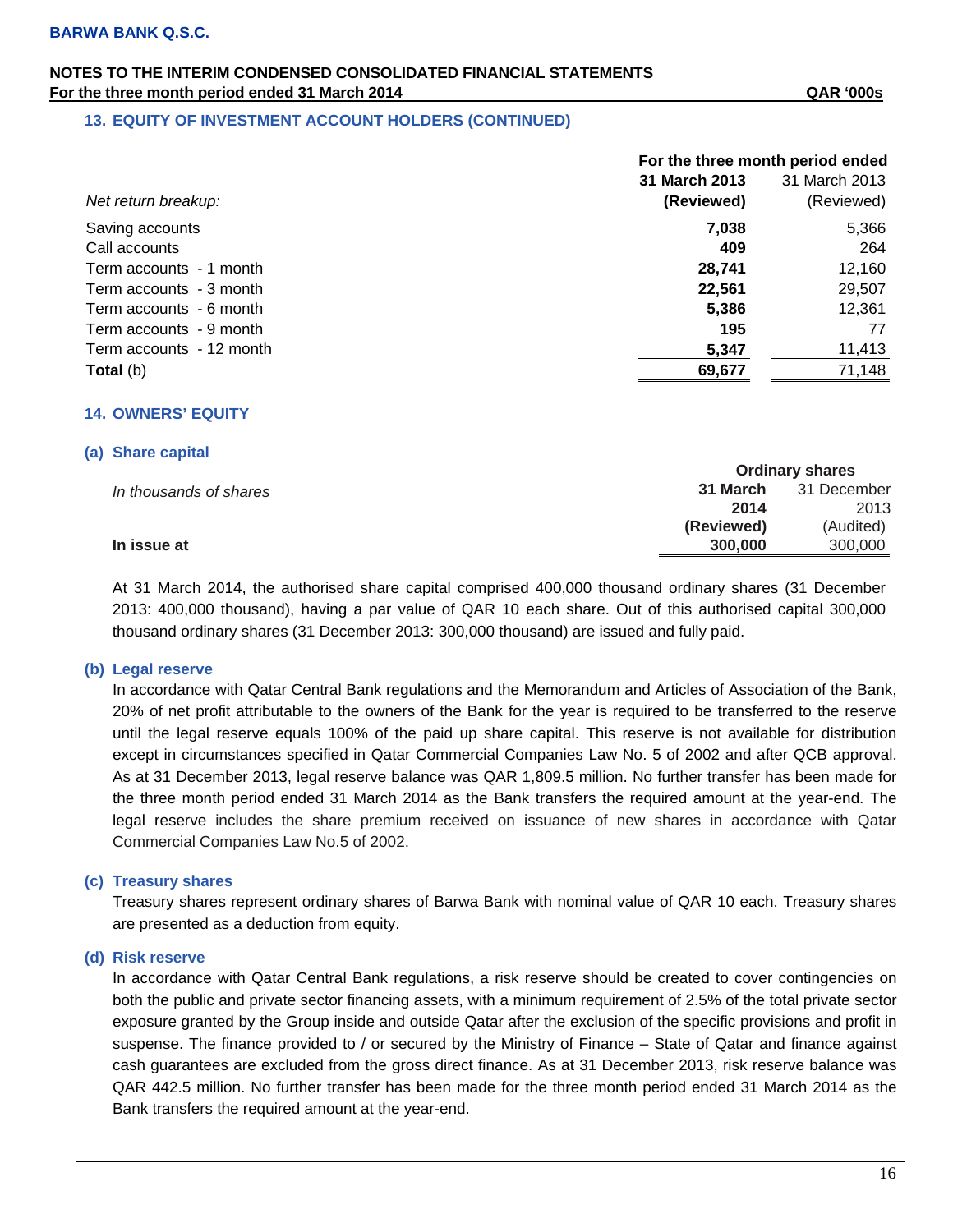## 13. EQUITY OF INVESTMENT ACCOUNT HOLDERS (CONTINUED)

| *Net return breakup:* | For the three month period ended 31 March 2013 (Reviewed) | 31 March 2013 (Reviewed) |
|---|---|---|
| Saving accounts | **7,038** | 5,366 |
| Call accounts | **409** | 264 |
| Term accounts - 1 month | **28,741** | 12,160 |
| Term accounts - 3 month | **22,561** | 29,507 |
| Term accounts - 6 month | **5,386** | 12,361 |
| Term accounts - 9 month | **195** | 77 |
| Term accounts - 12 month | **5,347** | 11,413 |
| **Total** (b) | **69,677** | 71,148 |

## 14. OWNERS' EQUITY

### (a) Share capital

| *In thousands of shares* | Ordinary shares | |
|---|---|---|
| | **31 March 2014 (Reviewed)** | 31 December 2013 (Audited) |
| **In issue at** | **300,000** | 300,000 |

At 31 March 2014, the authorised share capital comprised 400,000 thousand ordinary shares (31 December 2013: 400,000 thousand), having a par value of QAR 10 each share. Out of this authorised capital 300,000 thousand ordinary shares (31 December 2013: 300,000 thousand) are issued and fully paid.

### (b) Legal reserve

In accordance with Qatar Central Bank regulations and the Memorandum and Articles of Association of the Bank, 20% of net profit attributable to the owners of the Bank for the year is required to be transferred to the reserve until the legal reserve equals 100% of the paid up share capital. This reserve is not available for distribution except in circumstances specified in Qatar Commercial Companies Law No. 5 of 2002 and after QCB approval. As at 31 December 2013, legal reserve balance was QAR 1,809.5 million. No further transfer has been made for the three month period ended 31 March 2014 as the Bank transfers the required amount at the year-end. The legal reserve includes the share premium received on issuance of new shares in accordance with Qatar Commercial Companies Law No.5 of 2002.

### (c) Treasury shares

Treasury shares represent ordinary shares of Barwa Bank with nominal value of QAR 10 each. Treasury shares are presented as a deduction from equity.

### (d) Risk reserve

In accordance with Qatar Central Bank regulations, a risk reserve should be created to cover contingencies on both the public and private sector financing assets, with a minimum requirement of 2.5% of the total private sector exposure granted by the Group inside and outside Qatar after the exclusion of the specific provisions and profit in suspense. The finance provided to / or secured by the Ministry of Finance – State of Qatar and finance against cash guarantees are excluded from the gross direct finance. As at 31 December 2013, risk reserve balance was QAR 442.5 million. No further transfer has been made for the three month period ended 31 March 2014 as the Bank transfers the required amount at the year-end.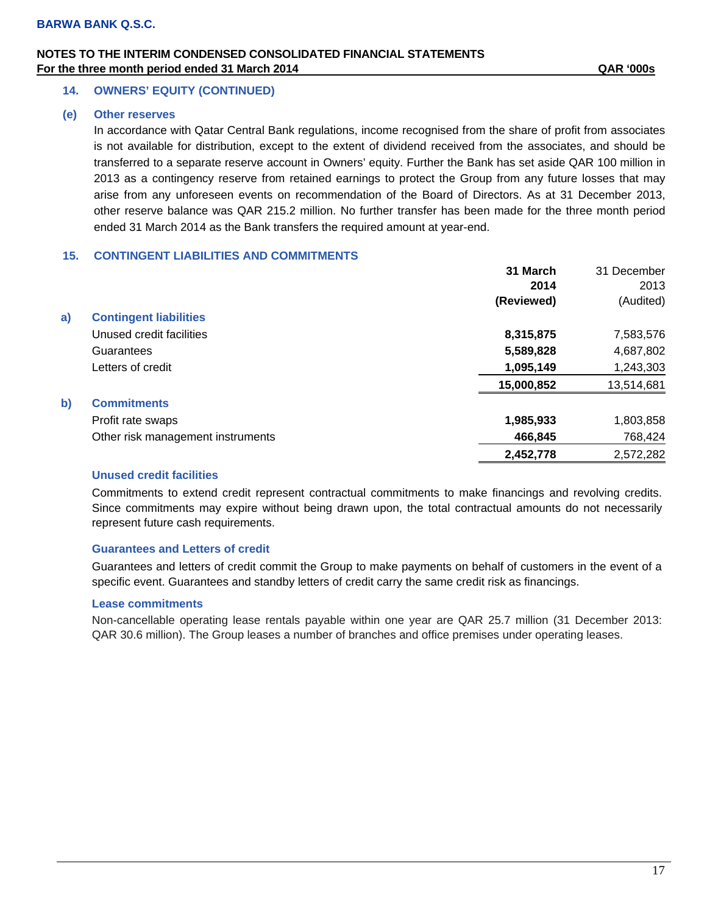### 14. OWNERS' EQUITY (CONTINUED)

#### (e) Other reserves

In accordance with Qatar Central Bank regulations, income recognised from the share of profit from associates is not available for distribution, except to the extent of dividend received from the associates, and should be transferred to a separate reserve account in Owners' equity. Further the Bank has set aside QAR 100 million in 2013 as a contingency reserve from retained earnings to protect the Group from any future losses that may arise from any unforeseen events on recommendation of the Board of Directors. As at 31 December 2013, other reserve balance was QAR 215.2 million. No further transfer has been made for the three month period ended 31 March 2014 as the Bank transfers the required amount at year-end.

### 15. CONTINGENT LIABILITIES AND COMMITMENTS

| | | 31 March 2014 (Reviewed) | 31 December 2013 (Audited) |
|---|---|---|---|
| a) | **Contingent liabilities** | | |
| | Unused credit facilities | **8,315,875** | 7,583,576 |
| | Guarantees | **5,589,828** | 4,687,802 |
| | Letters of credit | **1,095,149** | 1,243,303 |
| | | **15,000,852** | 13,514,681 |
| b) | **Commitments** | | |
| | Profit rate swaps | **1,985,933** | 1,803,858 |
| | Other risk management instruments | **466,845** | 768,424 |
| | | **2,452,778** | 2,572,282 |

#### Unused credit facilities

Commitments to extend credit represent contractual commitments to make financings and revolving credits. Since commitments may expire without being drawn upon, the total contractual amounts do not necessarily represent future cash requirements.

#### Guarantees and Letters of credit

Guarantees and letters of credit commit the Group to make payments on behalf of customers in the event of a specific event. Guarantees and standby letters of credit carry the same credit risk as financings.

#### Lease commitments

Non-cancellable operating lease rentals payable within one year are QAR 25.7 million (31 December 2013: QAR 30.6 million). The Group leases a number of branches and office premises under operating leases.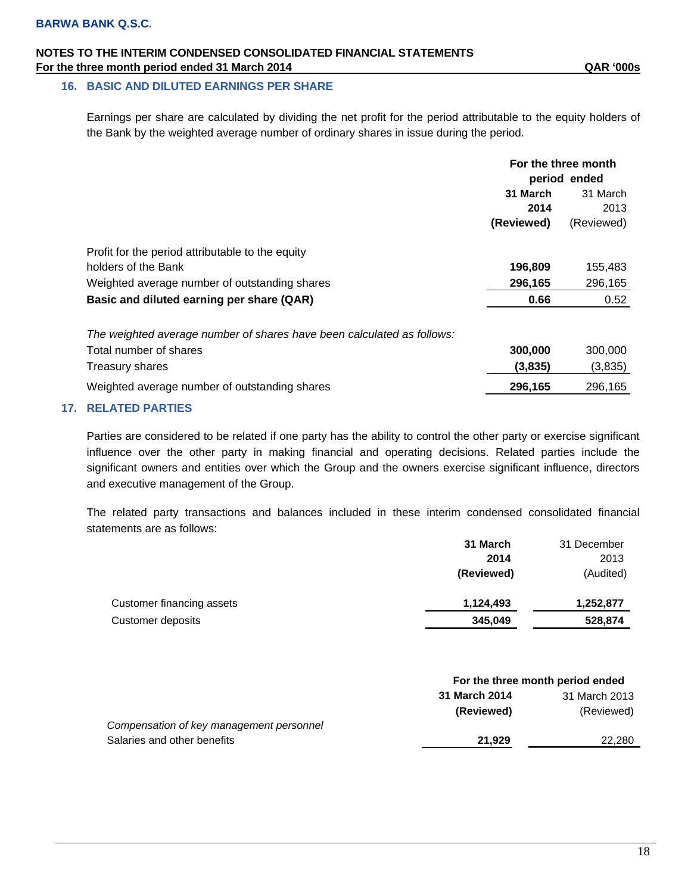## 16. BASIC AND DILUTED EARNINGS PER SHARE

Earnings per share are calculated by dividing the net profit for the period attributable to the equity holders of the Bank by the weighted average number of ordinary shares in issue during the period.

| | For the three month period ended | |
|---|---|---|
| | **31 March 2014 (Reviewed)** | 31 March 2013 (Reviewed) |
| Profit for the period attributable to the equity holders of the Bank | **196,809** | 155,483 |
| Weighted average number of outstanding shares | **296,165** | 296,165 |
| **Basic and diluted earning per share (QAR)** | **0.66** | 0.52 |
| *The weighted average number of shares have been calculated as follows:* | | |
| Total number of shares | **300,000** | 300,000 |
| Treasury shares | **(3,835)** | (3,835) |
| Weighted average number of outstanding shares | **296,165** | 296,165 |

## 17. RELATED PARTIES

Parties are considered to be related if one party has the ability to control the other party or exercise significant influence over the other party in making financial and operating decisions. Related parties include the significant owners and entities over which the Group and the owners exercise significant influence, directors and executive management of the Group.

The related party transactions and balances included in these interim condensed consolidated financial statements are as follows:

| | **31 March 2014 (Reviewed)** | 31 December 2013 (Audited) |
|---|---|---|
| Customer financing assets | **1,124,493** | **1,252,877** |
| Customer deposits | **345,049** | **528,874** |

| | For the three month period ended | |
|---|---|---|
| | **31 March 2014 (Reviewed)** | 31 March 2013 (Reviewed) |
| *Compensation of key management personnel* | | |
| Salaries and other benefits | **21,929** | 22,280 |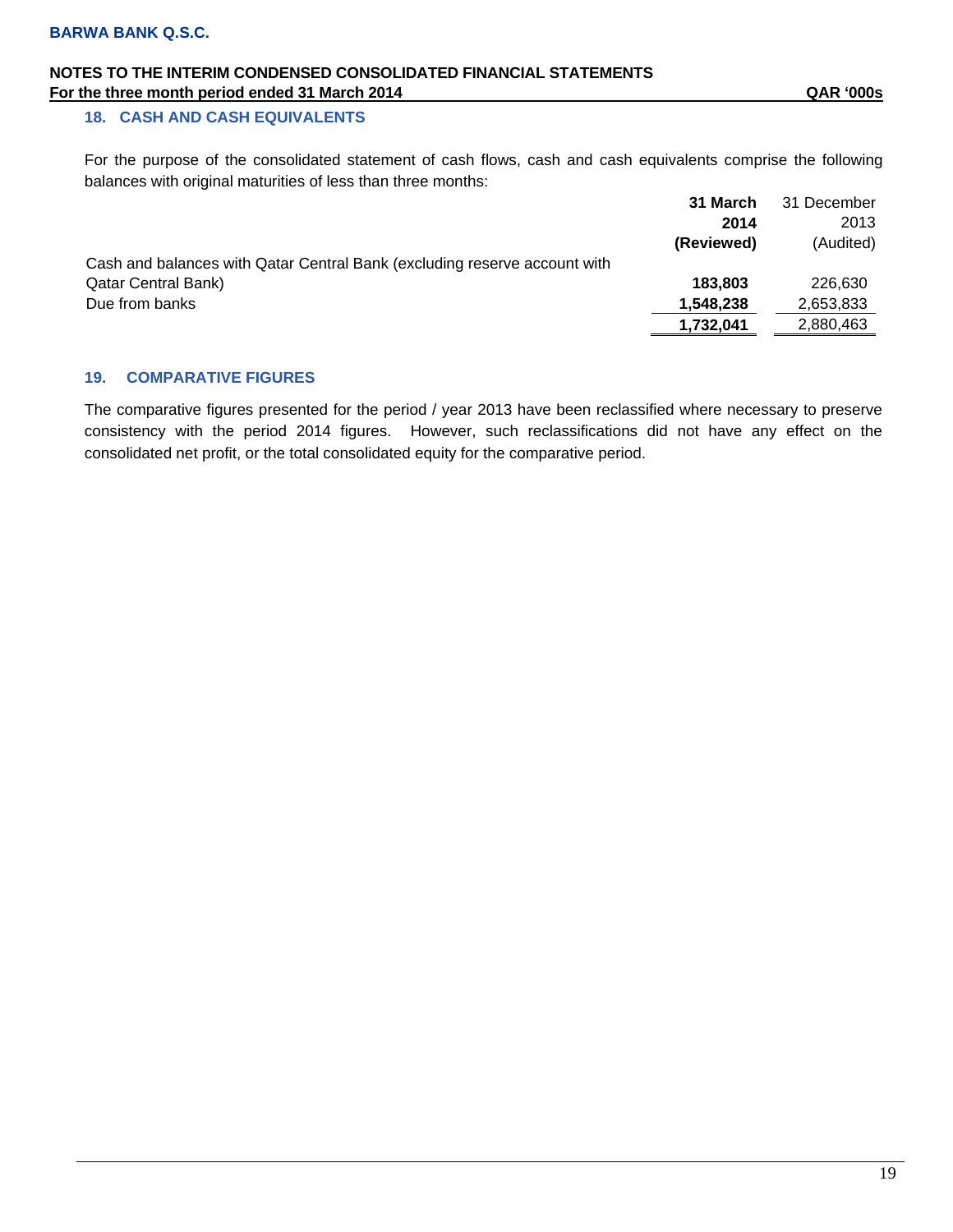## 18. CASH AND CASH EQUIVALENTS

For the purpose of the consolidated statement of cash flows, cash and cash equivalents comprise the following balances with original maturities of less than three months:

| | 31 March 2014 (Reviewed) | 31 December 2013 (Audited) |
|---|---|---|
| Cash and balances with Qatar Central Bank (excluding reserve account with Qatar Central Bank) | **183,803** | 226,630 |
| Due from banks | **1,548,238** | 2,653,833 |
| | **1,732,041** | 2,880,463 |

## 19. COMPARATIVE FIGURES

The comparative figures presented for the period / year 2013 have been reclassified where necessary to preserve consistency with the period 2014 figures. However, such reclassifications did not have any effect on the consolidated net profit, or the total consolidated equity for the comparative period.